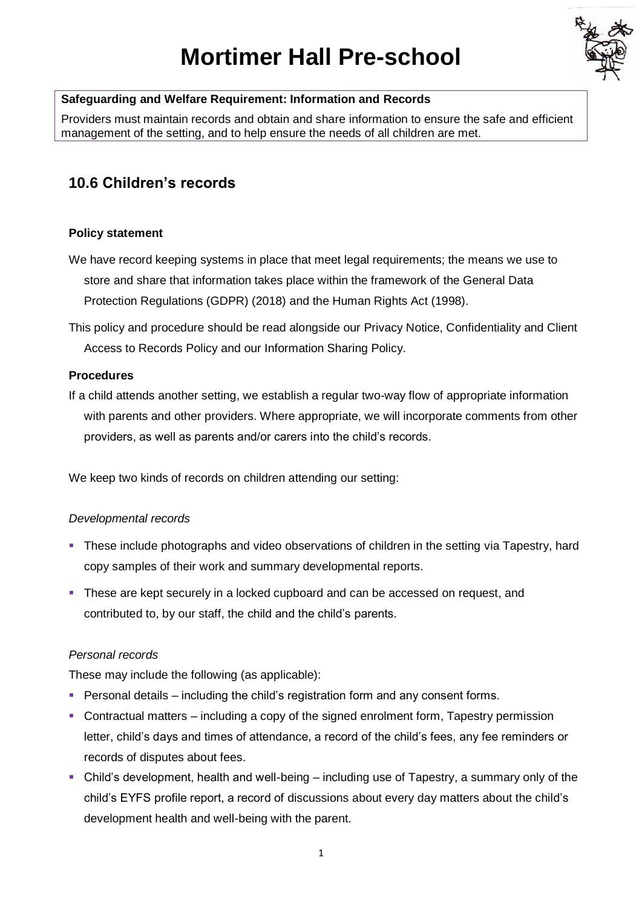# Mortimer Hall Pre-school

**Safeguarding and Welfare Requirement: Information and Records**

Providers must maintain records and obtain and share information to ensure the safe and efficient management of the setting, and to help ensure the needs of all children are met.

## 10.6 Children's records

### Policy statement

We have record keeping systems in place that meet legal requirements; the means we use to store and share that information takes place within the framework of the General Data Protection Regulations (GDPR) (2018) and the Human Rights Act (1998).

This policy and procedure should be read alongside our Privacy Notice, Confidentiality and Client Access to Records Policy and our Information Sharing Policy.

### Procedures

If a child attends another setting, we establish a regular two-way flow of appropriate information with parents and other providers. Where appropriate, we will incorporate comments from other providers, as well as parents and/or carers into the child's records.

We keep two kinds of records on children attending our setting:

*Developmental records*

- These include photographs and video observations of children in the setting via Tapestry, hard copy samples of their work and summary developmental reports.
- These are kept securely in a locked cupboard and can be accessed on request, and contributed to, by our staff, the child and the child's parents.

*Personal records*

These may include the following (as applicable):

- Personal details – including the child's registration form and any consent forms.
- Contractual matters – including a copy of the signed enrolment form, Tapestry permission letter, child's days and times of attendance, a record of the child's fees, any fee reminders or records of disputes about fees.
- Child's development, health and well-being – including use of Tapestry, a summary only of the child's EYFS profile report, a record of discussions about every day matters about the child's development health and well-being with the parent.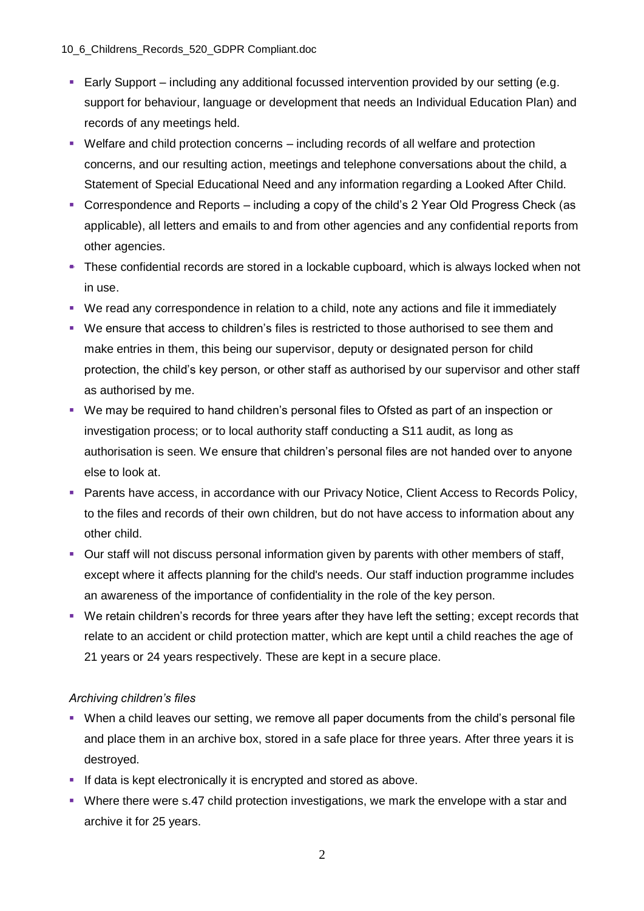- Early Support – including any additional focussed intervention provided by our setting (e.g. support for behaviour, language or development that needs an Individual Education Plan) and records of any meetings held.
- Welfare and child protection concerns – including records of all welfare and protection concerns, and our resulting action, meetings and telephone conversations about the child, a Statement of Special Educational Need and any information regarding a Looked After Child.
- Correspondence and Reports – including a copy of the child's 2 Year Old Progress Check (as applicable), all letters and emails to and from other agencies and any confidential reports from other agencies.
- These confidential records are stored in a lockable cupboard, which is always locked when not in use.
- We read any correspondence in relation to a child, note any actions and file it immediately
- We ensure that access to children's files is restricted to those authorised to see them and make entries in them, this being our supervisor, deputy or designated person for child protection, the child's key person, or other staff as authorised by our supervisor and other staff as authorised by me.
- We may be required to hand children's personal files to Ofsted as part of an inspection or investigation process; or to local authority staff conducting a S11 audit, as long as authorisation is seen. We ensure that children's personal files are not handed over to anyone else to look at.
- Parents have access, in accordance with our Privacy Notice, Client Access to Records Policy, to the files and records of their own children, but do not have access to information about any other child.
- Our staff will not discuss personal information given by parents with other members of staff, except where it affects planning for the child's needs. Our staff induction programme includes an awareness of the importance of confidentiality in the role of the key person.
- We retain children's records for three years after they have left the setting; except records that relate to an accident or child protection matter, which are kept until a child reaches the age of 21 years or 24 years respectively. These are kept in a secure place.

*Archiving children's files*

- When a child leaves our setting, we remove all paper documents from the child's personal file and place them in an archive box, stored in a safe place for three years. After three years it is destroyed.
- If data is kept electronically it is encrypted and stored as above.
- Where there were s.47 child protection investigations, we mark the envelope with a star and archive it for 25 years.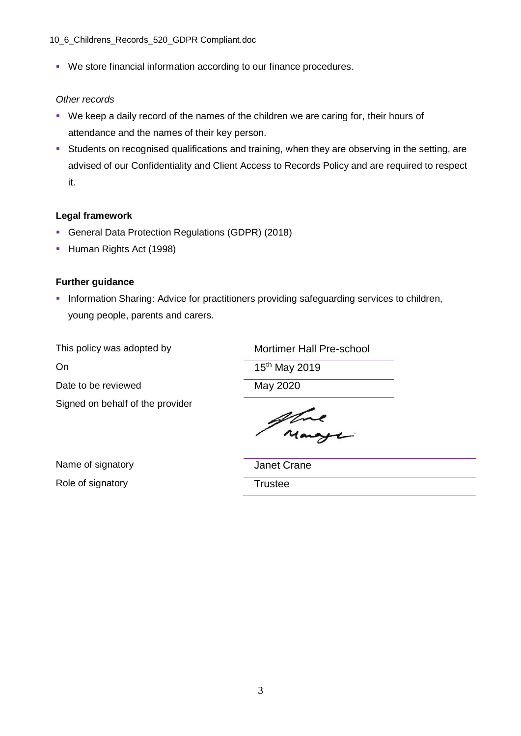- We store financial information according to our finance procedures.

*Other records*

- We keep a daily record of the names of the children we are caring for, their hours of attendance and the names of their key person.
- Students on recognised qualifications and training, when they are observing in the setting, are advised of our Confidentiality and Client Access to Records Policy and are required to respect it.

**Legal framework**

- General Data Protection Regulations (GDPR) (2018)
- Human Rights Act (1998)

**Further guidance**

- Information Sharing: Advice for practitioners providing safeguarding services to children, young people, parents and carers.

| | |
|---|---|
| This policy was adopted by | Mortimer Hall Pre-school |
| On | 15th May 2019 |
| Date to be reviewed | May 2020 |
| Signed on behalf of the provider | |
| Name of signatory | Janet Crane |
| Role of signatory | Trustee |